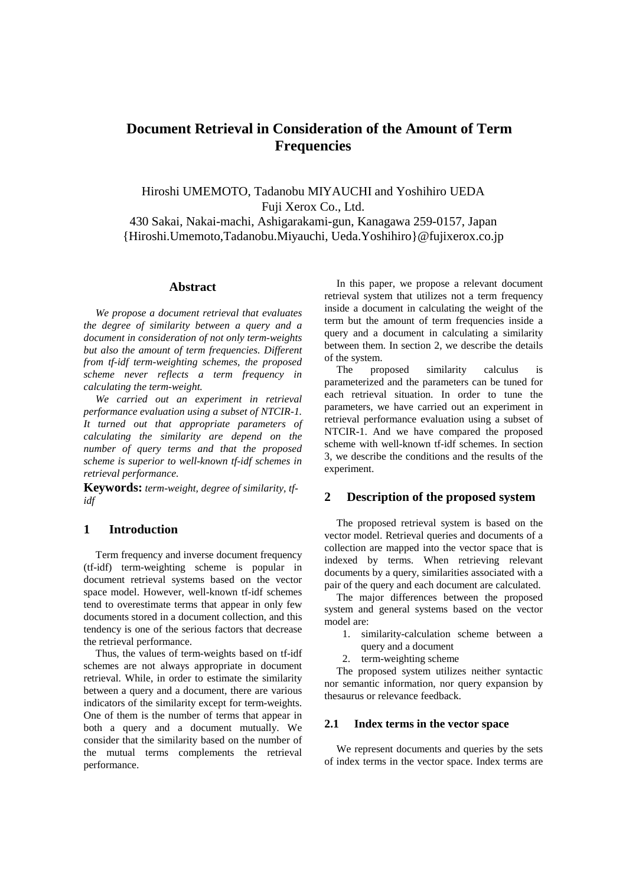# Document Retrieval in Consideration of the Amount of Term Frequencies

Hiroshi UMEMOTO, Tadanobu MIYAUCHI and Yoshihiro UEDA
Fuji Xerox Co., Ltd.
430 Sakai, Nakai-machi, Ashigarakami-gun, Kanagawa 259-0157, Japan
{Hiroshi.Umemoto,Tadanobu.Miyauchi, Ueda.Yoshihiro}@fujixerox.co.jp

### Abstract

*We propose a document retrieval that evaluates the degree of similarity between a query and a document in consideration of not only term-weights but also the amount of term frequencies. Different from tf-idf term-weighting schemes, the proposed scheme never reflects a term frequency in calculating the term-weight.*

*We carried out an experiment in retrieval performance evaluation using a subset of NTCIR-1. It turned out that appropriate parameters of calculating the similarity are depend on the number of query terms and that the proposed scheme is superior to well-known tf-idf schemes in retrieval performance.*

**Keywords:** *term-weight, degree of similarity, tf-idf*

## 1 Introduction

Term frequency and inverse document frequency (tf-idf) term-weighting scheme is popular in document retrieval systems based on the vector space model. However, well-known tf-idf schemes tend to overestimate terms that appear in only few documents stored in a document collection, and this tendency is one of the serious factors that decrease the retrieval performance.

Thus, the values of term-weights based on tf-idf schemes are not always appropriate in document retrieval. While, in order to estimate the similarity between a query and a document, there are various indicators of the similarity except for term-weights. One of them is the number of terms that appear in both a query and a document mutually. We consider that the similarity based on the number of the mutual terms complements the retrieval performance.

In this paper, we propose a relevant document retrieval system that utilizes not a term frequency inside a document in calculating the weight of the term but the amount of term frequencies inside a query and a document in calculating a similarity between them. In section 2, we describe the details of the system.

The proposed similarity calculus is parameterized and the parameters can be tuned for each retrieval situation. In order to tune the parameters, we have carried out an experiment in retrieval performance evaluation using a subset of NTCIR-1. And we have compared the proposed scheme with well-known tf-idf schemes. In section 3, we describe the conditions and the results of the experiment.

## 2 Description of the proposed system

The proposed retrieval system is based on the vector model. Retrieval queries and documents of a collection are mapped into the vector space that is indexed by terms. When retrieving relevant documents by a query, similarities associated with a pair of the query and each document are calculated.

The major differences between the proposed system and general systems based on the vector model are:

1. similarity-calculation scheme between a query and a document
2. term-weighting scheme

The proposed system utilizes neither syntactic nor semantic information, nor query expansion by thesaurus or relevance feedback.

### 2.1 Index terms in the vector space

We represent documents and queries by the sets of index terms in the vector space. Index terms are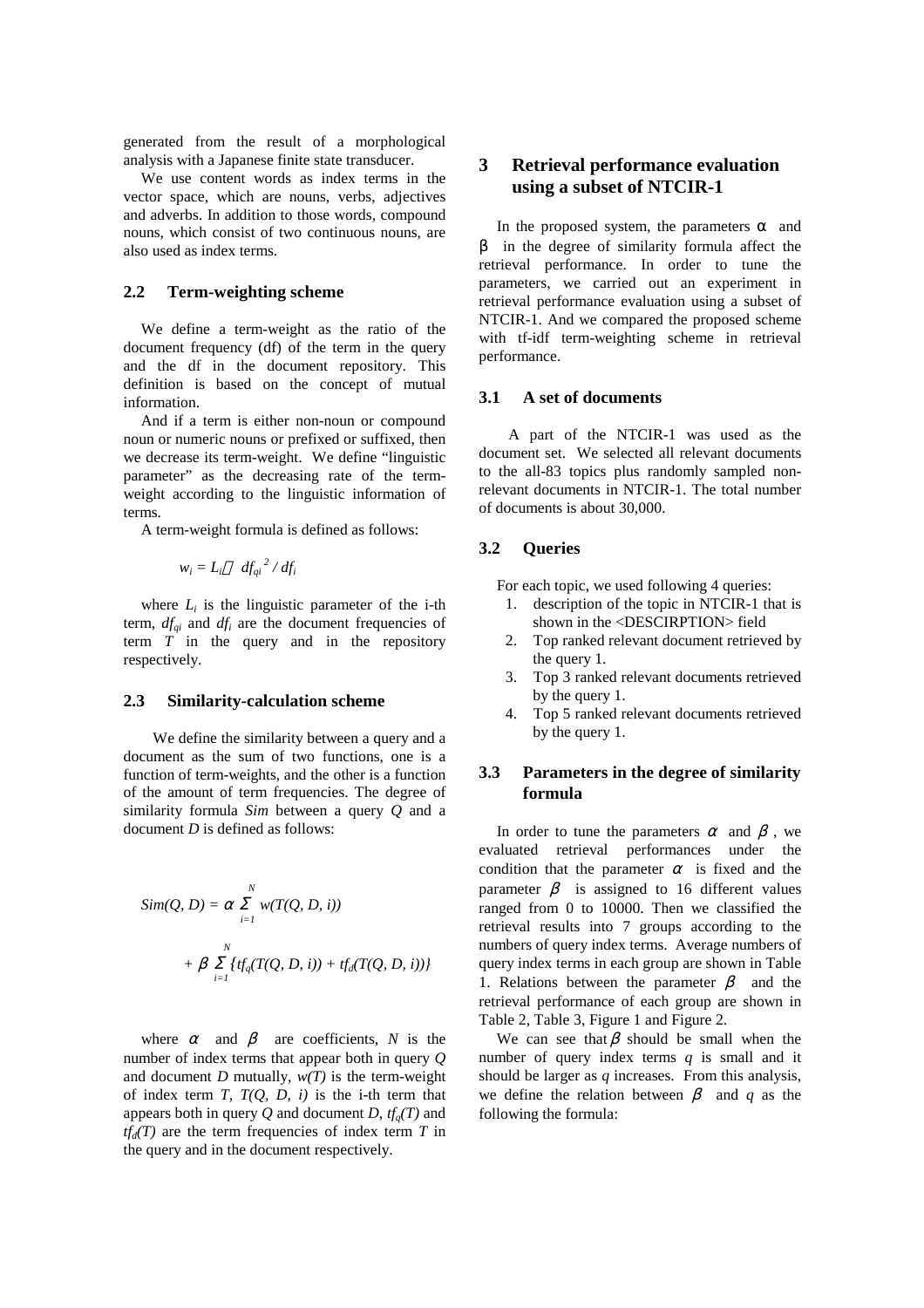generated from the result of a morphological analysis with a Japanese finite state transducer.

We use content words as index terms in the vector space, which are nouns, verbs, adjectives and adverbs. In addition to those words, compound nouns, which consist of two continuous nouns, are also used as index terms.

### 2.2 Term-weighting scheme

We define a term-weight as the ratio of the document frequency (df) of the term in the query and the df in the document repository. This definition is based on the concept of mutual information.

And if a term is either non-noun or compound noun or numeric nouns or prefixed or suffixed, then we decrease its term-weight. We define "linguistic parameter" as the decreasing rate of the term-weight according to the linguistic information of terms.

A term-weight formula is defined as follows:

$$w_i = L_i \cdot df_{qi}^{\ 2} / df_i$$

where $L_i$ is the linguistic parameter of the i-th term, $df_{qi}$ and $df_i$ are the document frequencies of term $T$ in the query and in the repository respectively.

### 2.3 Similarity-calculation scheme

We define the similarity between a query and a document as the sum of two functions, one is a function of term-weights, and the other is a function of the amount of term frequencies. The degree of similarity formula *Sim* between a query *Q* and a document *D* is defined as follows:

$$Sim(Q, D) = \alpha \sum_{i=1}^{N} w(T(Q, D, i))$$
$$+ \beta \sum_{i=1}^{N} \{tf_q(T(Q, D, i)) + tf_d(T(Q, D, i))\}$$

where $\alpha$ and $\beta$ are coefficients, $N$ is the number of index terms that appear both in query $Q$ and document $D$ mutually, $w(T)$ is the term-weight of index term $T$, $T(Q, D, i)$ is the i-th term that appears both in query $Q$ and document $D$, $tf_q(T)$ and $tf_d(T)$ are the term frequencies of index term $T$ in the query and in the document respectively.

## 3 Retrieval performance evaluation using a subset of NTCIR-1

In the proposed system, the parameters $\alpha$ and $\beta$ in the degree of similarity formula affect the retrieval performance. In order to tune the parameters, we carried out an experiment in retrieval performance evaluation using a subset of NTCIR-1. And we compared the proposed scheme with tf-idf term-weighting scheme in retrieval performance.

### 3.1 A set of documents

A part of the NTCIR-1 was used as the document set. We selected all relevant documents to the all-83 topics plus randomly sampled non-relevant documents in NTCIR-1. The total number of documents is about 30,000.

### 3.2 Queries

For each topic, we used following 4 queries:

1. description of the topic in NTCIR-1 that is shown in the <DESCIRPTION> field
2. Top ranked relevant document retrieved by the query 1.
3. Top 3 ranked relevant documents retrieved by the query 1.
4. Top 5 ranked relevant documents retrieved by the query 1.

### 3.3 Parameters in the degree of similarity formula

In order to tune the parameters $\alpha$ and $\beta$, we evaluated retrieval performances under the condition that the parameter $\alpha$ is fixed and the parameter $\beta$ is assigned to 16 different values ranged from 0 to 10000. Then we classified the retrieval results into 7 groups according to the numbers of query index terms. Average numbers of query index terms in each group are shown in Table 1. Relations between the parameter $\beta$ and the retrieval performance of each group are shown in Table 2, Table 3, Figure 1 and Figure 2.

We can see that $\beta$ should be small when the number of query index terms $q$ is small and it should be larger as $q$ increases. From this analysis, we define the relation between $\beta$ and $q$ as the following the formula: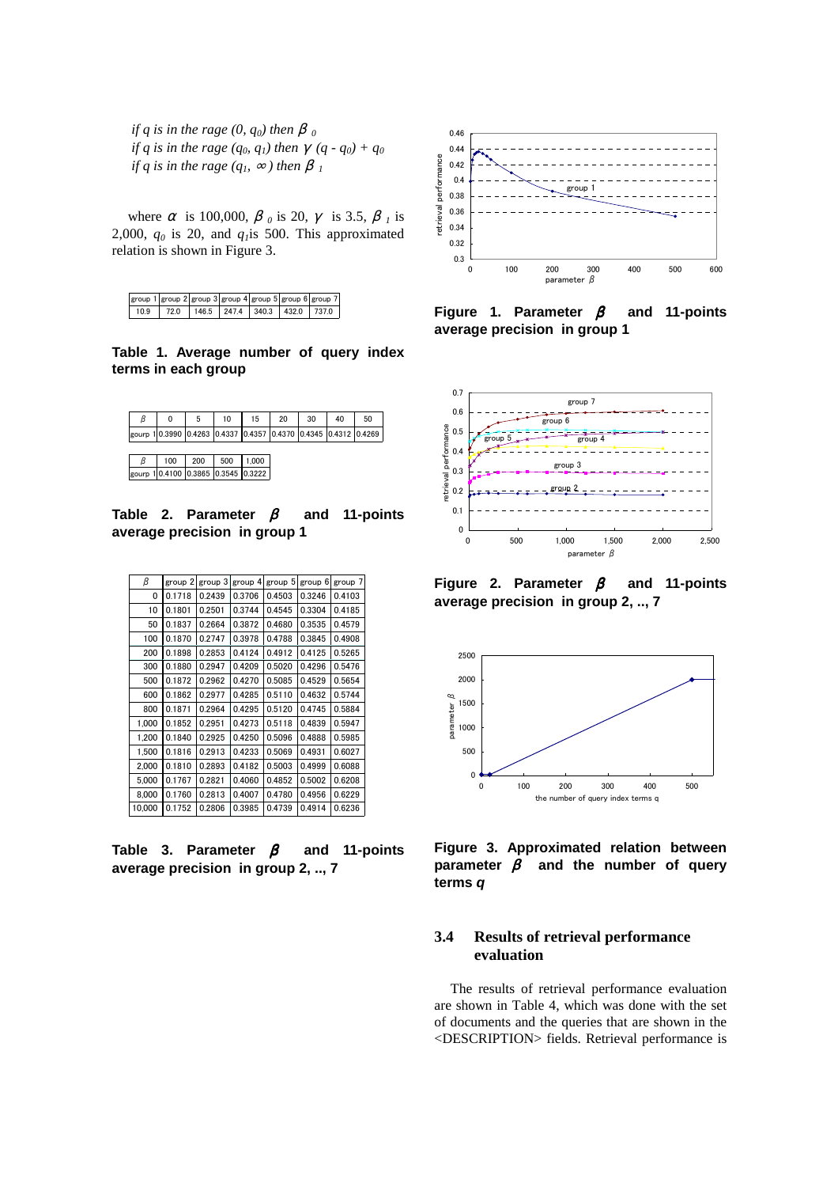*if q is in the rage* $(0, q_0)$ *then* $\beta_0$
*if q is in the rage* $(q_0, q_1)$ *then* $\gamma (q - q_0) + q_0$
*if q is in the rage* $(q_1, \infty)$ *then* $\beta_1$

where $\alpha$ is 100,000, $\beta_0$ is 20, $\gamma$ is 3.5, $\beta_1$ is 2,000, $q_0$ is 20, and $q_1$ is 500. This approximated relation is shown in Figure 3.

| group 1 | group 2 | group 3 | group 4 | group 5 | group 6 | group 7 |
|---|---|---|---|---|---|---|
| 10.9 | 72.0 | 146.5 | 247.4 | 340.3 | 432.0 | 737.0 |

**Table 1. Average number of query index terms in each group**

| β | 0 | 5 | 10 | 15 | 20 | 30 | 40 | 50 | 100 | 200 | 500 | 1,000 |
|---|---|---|---|---|---|---|---|---|---|---|---|---|
| gourp 1 | 0.3990 | 0.4263 | 0.4337 | 0.4357 | 0.4370 | 0.4345 | 0.4312 | 0.4269 | 0.4100 | 0.3865 | 0.3545 | 0.3222 |

**Table 2. Parameter $\beta$ and 11-points average precision in group 1**

| β | group 2 | group 3 | group 4 | group 5 | group 6 | group 7 |
|---|---|---|---|---|---|---|
| 0 | 0.1718 | 0.2439 | 0.3706 | 0.4503 | 0.3246 | 0.4103 |
| 10 | 0.1801 | 0.2501 | 0.3744 | 0.4545 | 0.3304 | 0.4185 |
| 50 | 0.1837 | 0.2664 | 0.3872 | 0.4680 | 0.3535 | 0.4579 |
| 100 | 0.1870 | 0.2747 | 0.3978 | 0.4788 | 0.3845 | 0.4908 |
| 200 | 0.1898 | 0.2853 | 0.4124 | 0.4912 | 0.4125 | 0.5265 |
| 300 | 0.1880 | 0.2947 | 0.4209 | 0.5020 | 0.4296 | 0.5476 |
| 500 | 0.1872 | 0.2962 | 0.4270 | 0.5085 | 0.4529 | 0.5654 |
| 600 | 0.1862 | 0.2977 | 0.4285 | 0.5110 | 0.4632 | 0.5744 |
| 800 | 0.1871 | 0.2964 | 0.4295 | 0.5120 | 0.4745 | 0.5884 |
| 1,000 | 0.1852 | 0.2951 | 0.4273 | 0.5118 | 0.4839 | 0.5947 |
| 1,200 | 0.1840 | 0.2925 | 0.4250 | 0.5096 | 0.4888 | 0.5985 |
| 1,500 | 0.1816 | 0.2913 | 0.4233 | 0.5069 | 0.4931 | 0.6027 |
| 2,000 | 0.1810 | 0.2893 | 0.4182 | 0.5003 | 0.4999 | 0.6088 |
| 5,000 | 0.1767 | 0.2821 | 0.4060 | 0.4852 | 0.5002 | 0.6208 |
| 8,000 | 0.1760 | 0.2813 | 0.4007 | 0.4780 | 0.4956 | 0.6229 |
| 10,000 | 0.1752 | 0.2806 | 0.3985 | 0.4739 | 0.4914 | 0.6236 |

**Table 3. Parameter $\beta$ and 11-points average precision in group 2, .., 7**

**Figure 1. Parameter $\beta$ and 11-points average precision in group 1**

**Figure 2. Parameter $\beta$ and 11-points average precision in group 2, .., 7**

**Figure 3. Approximated relation between parameter $\beta$ and the number of query terms $q$**

### 3.4 Results of retrieval performance evaluation

The results of retrieval performance evaluation are shown in Table 4, which was done with the set of documents and the queries that are shown in the <DESCRIPTION> fields. Retrieval performance is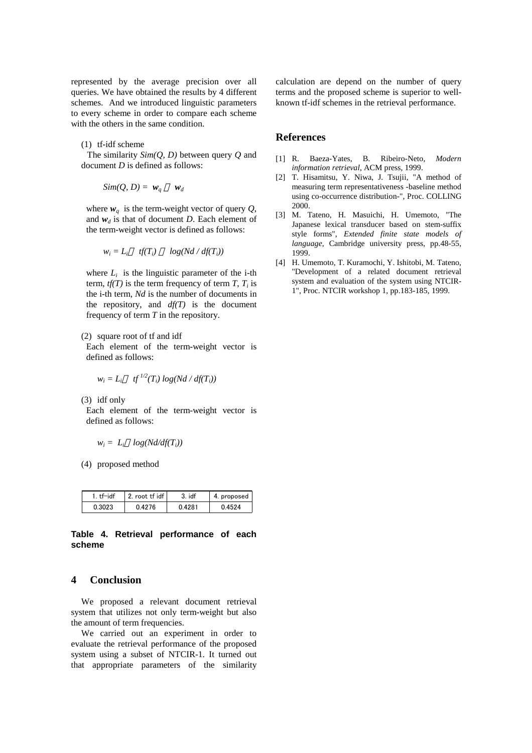represented by the average precision over all queries. We have obtained the results by 4 different schemes. And we introduced linguistic parameters to every scheme in order to compare each scheme with the others in the same condition.

(1) tf-idf scheme

The similarity $Sim(Q, D)$ between query $Q$ and document $D$ is defined as follows:

$$Sim(Q, D) = \boldsymbol{w}_q \cdot \boldsymbol{w}_d$$

where $\boldsymbol{w}_q$ is the term-weight vector of query $Q$, and $\boldsymbol{w}_d$ is that of document $D$. Each element of the term-weight vector is defined as follows:

$$w_i = L_i \cdot tf(T_i) \cdot log(Nd / df(T_i))$$

where $L_i$ is the linguistic parameter of the i-th term, $tf(T)$ is the term frequency of term $T$, $T_i$ is the i-th term, $Nd$ is the number of documents in the repository, and $df(T)$ is the document frequency of term $T$ in the repository.

(2) square root of tf and idf

Each element of the term-weight vector is defined as follows:

$$w_i = L_i \cdot tf^{1/2}(T_i)\ log(Nd / df(T_i))$$

(3) idf only

Each element of the term-weight vector is defined as follows:

$$w_i = L_i \cdot log(Nd/df(T_i))$$

(4) proposed method

| 1. tf-idf | 2. root tf idf | 3. idf | 4. proposed |
|---|---|---|---|
| 0.3023 | 0.4276 | 0.4281 | 0.4524 |

**Table 4. Retrieval performance of each scheme**

## 4 Conclusion

We proposed a relevant document retrieval system that utilizes not only term-weight but also the amount of term frequencies.

We carried out an experiment in order to evaluate the retrieval performance of the proposed system using a subset of NTCIR-1. It turned out that appropriate parameters of the similarity calculation are depend on the number of query terms and the proposed scheme is superior to well-known tf-idf schemes in the retrieval performance.

## References

[1] R. Baeza-Yates, B. Ribeiro-Neto, *Modern information retrieval*, ACM press, 1999.

[2] T. Hisamitsu, Y. Niwa, J. Tsujii, "A method of measuring term representativeness -baseline method using co-occurrence distribution-", Proc. COLLING 2000.

[3] M. Tateno, H. Masuichi, H. Umemoto, "The Japanese lexical transducer based on stem-suffix style forms", *Extended finite state models of language*, Cambridge university press, pp.48-55, 1999.

[4] H. Umemoto, T. Kuramochi, Y. Ishitobi, M. Tateno, "Development of a related document retrieval system and evaluation of the system using NTCIR-1", Proc. NTCIR workshop 1, pp.183-185, 1999.